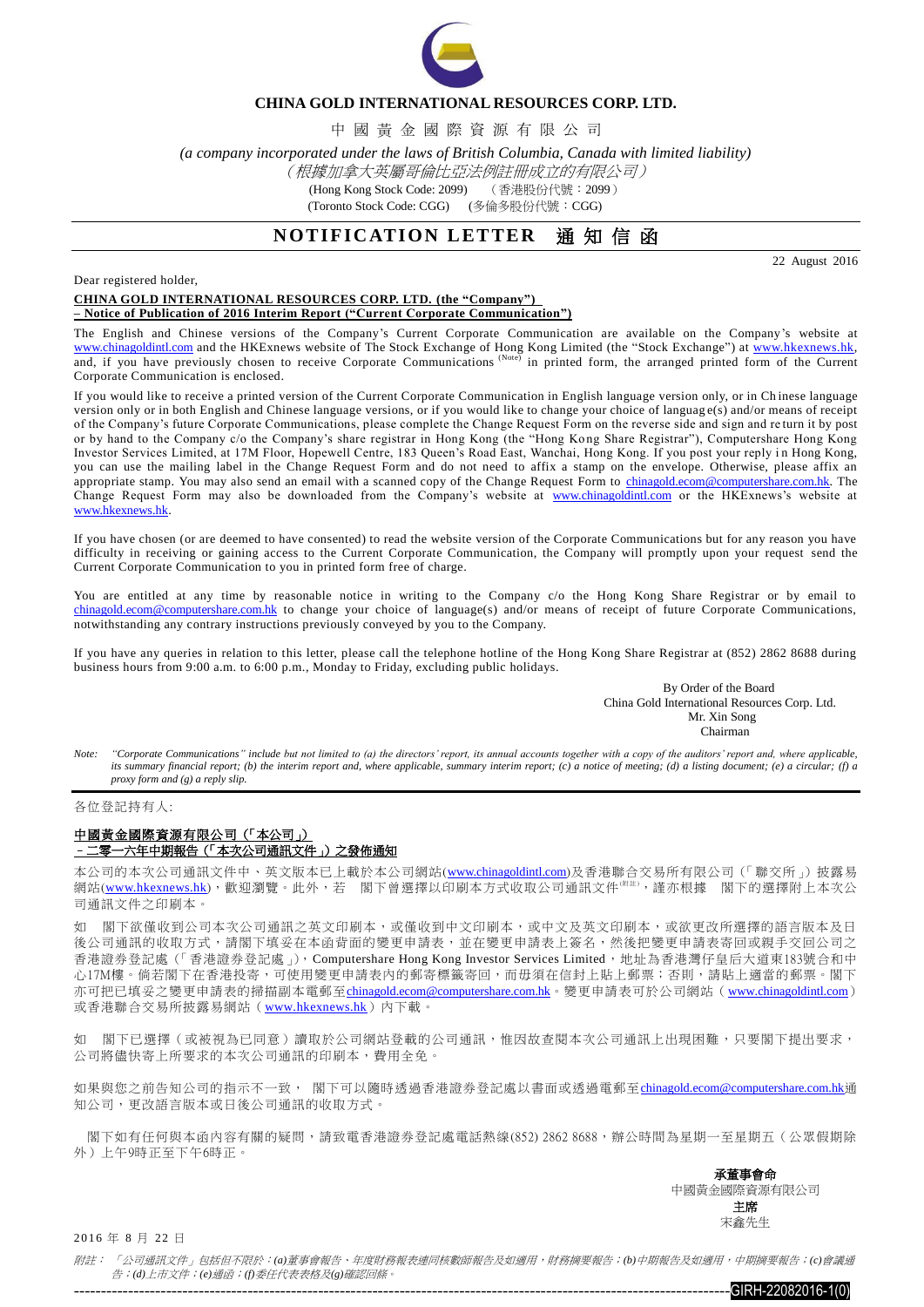# CHINA GOLD INTERNATIONAL RESOURCES CORP. LTD.

中 國 黃 金 國 際 資 源 有 限 公 司

*(a company incorporated under the laws of British Columbia, Canada with limited liability)*

*（根據加拿大英屬哥倫比亞法例註冊成立的有限公司）*

(Hong Kong Stock Code: 2099) （香港股份代號：2099）

(Toronto Stock Code: CGG) (多倫多股份代號：CGG)

## NOTIFICATION LETTER 通 知 信 函

22 August 2016

Dear registered holder,

**CHINA GOLD INTERNATIONAL RESOURCES CORP. LTD. (the "Company")**
**– Notice of Publication of 2016 Interim Report ("Current Corporate Communication")**

The English and Chinese versions of the Company's Current Corporate Communication are available on the Company's website at www.chinagoldintl.com and the HKExnews website of The Stock Exchange of Hong Kong Limited (the "Stock Exchange") at www.hkexnews.hk, and, if you have previously chosen to receive Corporate Communications [(Note)] in printed form, the arranged printed form of the Current Corporate Communication is enclosed.

If you would like to receive a printed version of the Current Corporate Communication in English language version only, or in Chinese language version only or in both English and Chinese language versions, or if you would like to change your choice of language(s) and/or means of receipt of the Company's future Corporate Communications, please complete the Change Request Form on the reverse side and sign and return it by post or by hand to the Company c/o the Company's share registrar in Hong Kong (the "Hong Kong Share Registrar"), Computershare Hong Kong Investor Services Limited, at 17M Floor, Hopewell Centre, 183 Queen's Road East, Wanchai, Hong Kong. If you post your reply in Hong Kong, you can use the mailing label in the Change Request Form and do not need to affix a stamp on the envelope. Otherwise, please affix an appropriate stamp. You may also send an email with a scanned copy of the Change Request Form to chinagold.ecom@computershare.com.hk. The Change Request Form may also be downloaded from the Company's website at www.chinagoldintl.com or the HKExnews's website at www.hkexnews.hk.

If you have chosen (or are deemed to have consented) to read the website version of the Corporate Communications but for any reason you have difficulty in receiving or gaining access to the Current Corporate Communication, the Company will promptly upon your request send the Current Corporate Communication to you in printed form free of charge.

You are entitled at any time by reasonable notice in writing to the Company c/o the Hong Kong Share Registrar or by email to chinagold.ecom@computershare.com.hk to change your choice of language(s) and/or means of receipt of future Corporate Communications, notwithstanding any contrary instructions previously conveyed by you to the Company.

If you have any queries in relation to this letter, please call the telephone hotline of the Hong Kong Share Registrar at (852) 2862 8688 during business hours from 9:00 a.m. to 6:00 p.m., Monday to Friday, excluding public holidays.

By Order of the Board
China Gold International Resources Corp. Ltd.
Mr. Xin Song
Chairman

*Note: "Corporate Communications" include but not limited to (a) the directors' report, its annual accounts together with a copy of the auditors' report and, where applicable, its summary financial report; (b) the interim report and, where applicable, summary interim report; (c) a notice of meeting; (d) a listing document; (e) a circular; (f) a proxy form and (g) a reply slip.*

---

各位登記持有人:

**中國黃金國際資源有限公司（「本公司」）**
**–二零一六年中期報告（「本次公司通訊文件」）之發佈通知**

本公司的本次公司通訊文件中、英文版本已上載於本公司網站(www.chinagoldintl.com)及香港聯合交易所有限公司（「聯交所」）披露易網站(www.hkexnews.hk)，歡迎瀏覽。此外，若 閣下曾選擇以印刷本方式收取公司通訊文件[(附註)]，謹亦根據 閣下的選擇附上本次公司通訊文件之印刷本。

如 閣下欲僅收到公司本次公司通訊之英文印刷本，或僅收到中文印刷本，或中文及英文印刷本，或欲更改所選擇的語言版本及日後公司通訊的收取方式，請閣下填妥在本函背面的變更申請表，並在變更申請表上簽名，然後把變更申請表寄回或親手交回公司之香港證券登記處（「香港證券登記處」），Computershare Hong Kong Investor Services Limited，地址為香港灣仔皇后大道東183號合和中心17M樓。倘若閣下在香港投寄，可使用變更申請表內的郵寄標籤寄回，而毋須在信封上貼上郵票；否則，請貼上適當的郵票。閣下亦可把已填妥之變更申請表的掃描副本電郵至chinagold.ecom@computershare.com.hk。變更申請表可於公司網站（www.chinagoldintl.com）或香港聯合交易所披露易網站（www.hkexnews.hk）內下載。

如 閣下已選擇（或被視為已同意）讀取於公司網站登載的公司通訊，惟因故查閱本次公司通訊上出現困難，只要閣下提出要求，公司將儘快寄上所要求的本次公司通訊的印刷本，費用全免。

如果與您之前告知公司的指示不一致， 閣下可以隨時透過香港證券登記處以書面或透過電郵至chinagold.ecom@computershare.com.hk通知公司，更改語言版本或日後公司通訊的收取方式。

閣下如有任何與本函內容有關的疑問，請致電香港證券登記處電話熱線(852) 2862 8688，辦公時間為星期一至星期五（公眾假期除外）上午9時正至下午6時正。

**承董事會命**
中國黃金國際資源有限公司
**主席**
宋鑫先生

2016 年 8 月 22 日

*附註：「公司通訊文件」包括但不限於：(a)董事會報告、年度財務報表連同核數師報告及如適用，財務摘要報告；(b)中期報告及如適用，中期摘要報告；(c)會議通告；(d)上市文件；(e)通函；(f)委任代表表格及(g)確認回條。*

GIRH-22082016-1(0)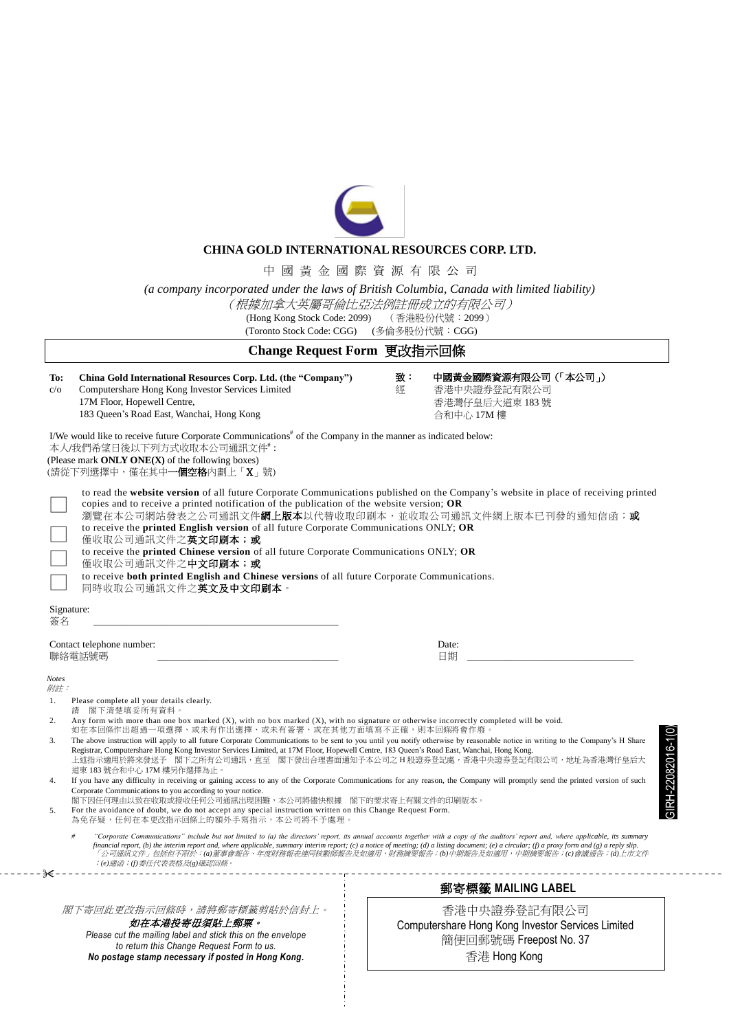**CHINA GOLD INTERNATIONAL RESOURCES CORP. LTD.**

中 國 黃 金 國 際 資 源 有 限 公 司

*(a company incorporated under the laws of British Columbia, Canada with limited liability)*

*(根據加拿大英屬哥倫比亞法例註冊成立的有限公司)*

(Hong Kong Stock Code: 2099)　（香港股份代號：2099）

(Toronto Stock Code: CGG)　(多倫多股份代號：CGG)

## Change Request Form 更改指示回條

To: **China Gold International Resources Corp. Ltd. (the "Company")**
c/o Computershare Hong Kong Investor Services Limited
17M Floor, Hopewell Centre,
183 Queen's Road East, Wanchai, Hong Kong

致：**中國黃金國際資源有限公司（「本公司」）**
經 香港中央證券登記有限公司
香港灣仔皇后大道東 183 號
合和中心 17M 樓

I/We would like to receive future Corporate Communications# of the Company in the manner as indicated below:
本人/我們希望日後以下列方式收取本公司通訊文件#：
(Please mark **ONLY ONE(X)** of the following boxes)
(請從下列選擇中，僅在其中**一個空格**內劃上「**X**」號)

☐ to read the **website version** of all future Corporate Communications published on the Company's website in place of receiving printed copies and to receive a printed notification of the publication of the website version; **OR**
瀏覽在本公司網站發表之公司通訊文件**網上版本**以代替收取印刷本，並收取公司通訊文件網上版本已刊發的通知信函；**或**

☐ to receive the **printed English version** of all future Corporate Communications ONLY; **OR**
僅收取公司通訊文件之**英文印刷本；或**

☐ to receive the **printed Chinese version** of all future Corporate Communications ONLY; **OR**
僅收取公司通訊文件之**中文印刷本；或**

☐ to receive **both printed English and Chinese versions** of all future Corporate Communications.
同時收取公司通訊文件之**英文及中文印刷本**。

Signature:
簽名 ______________________________

Contact telephone number:
聯絡電話號碼 ______________________________

Date:
日期 ______________________________

*Notes*
*附註：*

1. Please complete all your details clearly.
請 閣下清楚填妥所有資料。
2. Any form with more than one box marked (X), with no box marked (X), with no signature or otherwise incorrectly completed will be void.
如在本回條作出超過一項選擇、或未有作出選擇、或未有簽署、或在其他方面填寫不正確，則本回條將會作廢。
3. The above instruction will apply to all future Corporate Communications to be sent to you until you notify otherwise by reasonable notice in writing to the Company's H Share Registrar, Computershare Hong Kong Investor Services Limited, at 17M Floor, Hopewell Centre, 183 Queen's Road East, Wanchai, Hong Kong.
上述指示適用於將來發送予 閣下之所有公司通訊，直至 閣下發出合理書面通知予本公司之 H 股證券登記處，香港中央證券登記有限公司，地址為香港灣仔皇后大道東 183 號合和中心 17M 樓另作選擇為止。
4. If you have any difficulty in receiving or gaining access to any of the Corporate Communications for any reason, the Company will promptly send the printed version of such Corporate Communications to you according to your notice.
閣下因任何理由以致在收取或接收任何公司通訊出現困難，本公司將儘快根據 閣下的要求寄上有關文件的印刷版本。
5. For the avoidance of doubt, we do not accept any special instruction written on this Change Request Form.
為免存疑，任何在本更改指示回條上的額外手寫指示，本公司將不予處理。

\# *"Corporate Communications" include but not limited to (a) the directors' report, its annual accounts together with a copy of the auditors' report, and, where applicable, its summary financial report, (b) the interim report and, where applicable, summary interim report; (c) a notice of meeting; (d) a listing document; (e) a circular; (f) a proxy form and (g) a reply slip.*
*「公司通訊文件」包括但不限於：(a)董事會報告、年度財務報表連同核數師報告及如適用，財務摘要報告；(b)中期報告及如適用，中期摘要報告；(c)會議通告；(d)上市文件；(e)通函；(f)委任代表表格及(g)確認回條。*

GIRH-22082016-1(0)

---

*閣下寄回此更改指示回條時，請將郵寄標籤剪貼於信封上。*
***如在本港投寄毋須貼上郵票。***
*Please cut the mailing label and stick this on the envelope to return this Change Request Form to us.*
***No postage stamp necessary if posted in Hong Kong.***

**郵寄標籤 MAILING LABEL**

香港中央證券登記有限公司
Computershare Hong Kong Investor Services Limited
簡便回郵號碼 Freepost No. 37
香港 Hong Kong